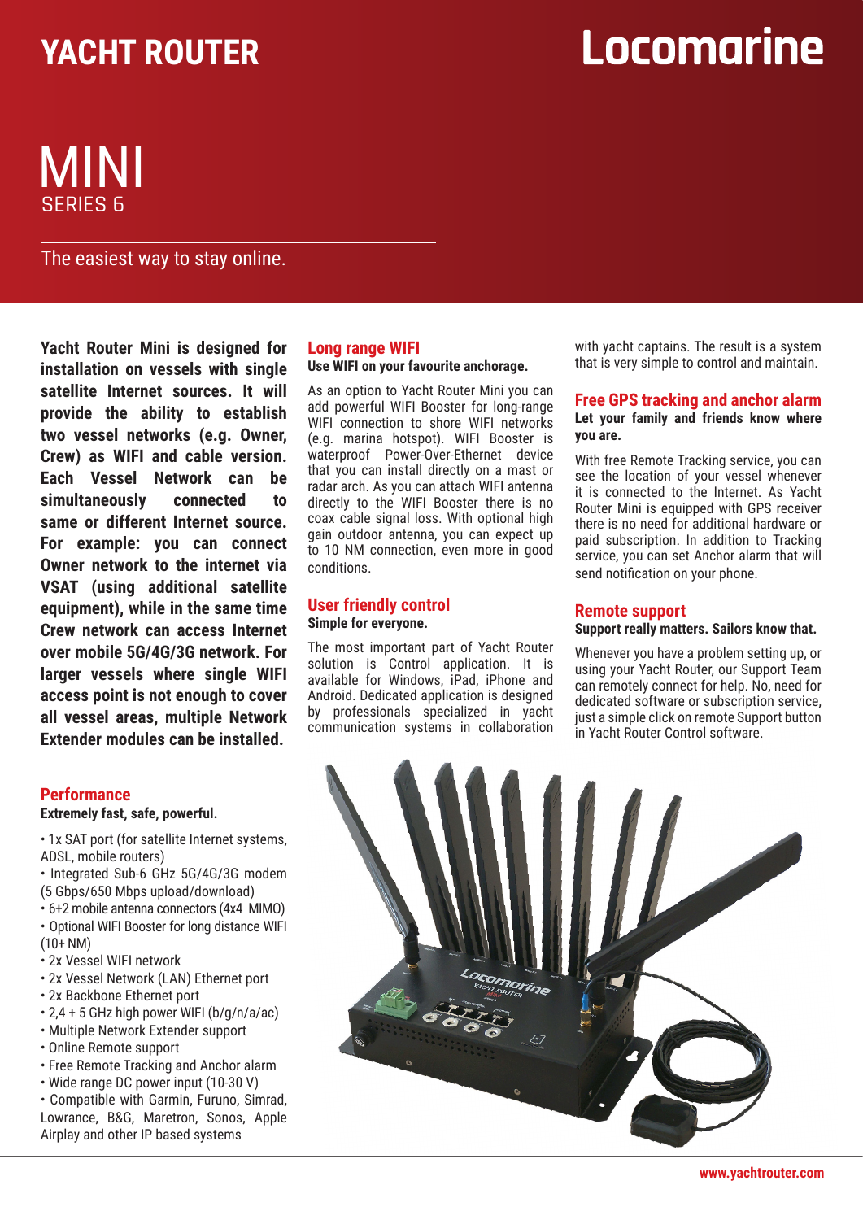# YACHT ROUTER

Locomarine

# MINI

SERIES 6

The easiest way to stay online.

**Yacht Router Mini is designed for installation on vessels with single satellite Internet sources. It will provide the ability to establish two vessel networks (e.g. Owner, Crew) as WIFI and cable version. Each Vessel Network can be simultaneously connected to same or different Internet source. For example: you can connect Owner network to the internet via VSAT (using additional satellite equipment), while in the same time Crew network can access Internet over mobile 5G/4G/3G network. For larger vessels where single WIFI access point is not enough to cover all vessel areas, multiple Network Extender modules can be installed.**

## Performance

**Extremely fast, safe, powerful.**

- 1x SAT port (for satellite Internet systems, ADSL, mobile routers)
- Integrated Sub-6 GHz 5G/4G/3G modem (5 Gbps/650 Mbps upload/download)
- 6+2 mobile antenna connectors (4x4 MIMO)
- Optional WIFI Booster for long distance WIFI (10+ NM)
- 2x Vessel WIFI network
- 2x Vessel Network (LAN) Ethernet port
- 2x Backbone Ethernet port
- 2,4 + 5 GHz high power WIFI (b/g/n/a/ac)
- Multiple Network Extender support
- Online Remote support
- Free Remote Tracking and Anchor alarm
- Wide range DC power input (10-30 V)
- Compatible with Garmin, Furuno, Simrad, Lowrance, B&G, Maretron, Sonos, Apple Airplay and other IP based systems

## Long range WIFI

**Use WIFI on your favourite anchorage.**

As an option to Yacht Router Mini you can add powerful WIFI Booster for long-range WIFI connection to shore WIFI networks (e.g. marina hotspot). WIFI Booster is waterproof Power-Over-Ethernet device that you can install directly on a mast or radar arch. As you can attach WIFI antenna directly to the WIFI Booster there is no coax cable signal loss. With optional high gain outdoor antenna, you can expect up to 10 NM connection, even more in good conditions.

## User friendly control

**Simple for everyone.**

The most important part of Yacht Router solution is Control application. It is available for Windows, iPad, iPhone and Android. Dedicated application is designed by professionals specialized in yacht communication systems in collaboration with yacht captains. The result is a system that is very simple to control and maintain.

## Free GPS tracking and anchor alarm

**Let your family and friends know where you are.**

With free Remote Tracking service, you can see the location of your vessel whenever it is connected to the Internet. As Yacht Router Mini is equipped with GPS receiver there is no need for additional hardware or paid subscription. In addition to Tracking service, you can set Anchor alarm that will send notification on your phone.

## Remote support

**Support really matters. Sailors know that.**

Whenever you have a problem setting up, or using your Yacht Router, our Support Team can remotely connect for help. No, need for dedicated software or subscription service, just a simple click on remote Support button in Yacht Router Control software.

www.yachtrouter.com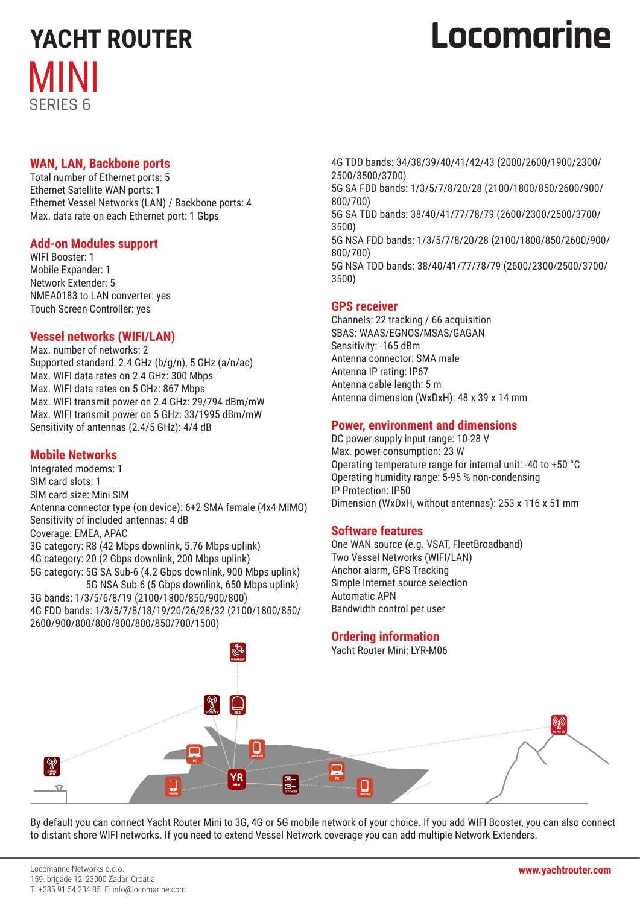# YACHT ROUTER

# MINI

SERIES 6

# Locomarine

## WAN, LAN, Backbone ports

Total number of Ethernet ports: 5
Ethernet Satellite WAN ports: 1
Ethernet Vessel Networks (LAN) / Backbone ports: 4
Max. data rate on each Ethernet port: 1 Gbps

## Add-on Modules support

WIFI Booster: 1
Mobile Expander: 1
Network Extender: 5
NMEA0183 to LAN converter: yes
Touch Screen Controller: yes

## Vessel networks (WIFI/LAN)

Max. number of networks: 2
Supported standard: 2.4 GHz (b/g/n), 5 GHz (a/n/ac)
Max. WIFI data rates on 2.4 GHz: 300 Mbps
Max. WIFI data rates on 5 GHz: 867 Mbps
Max. WIFI transmit power on 2.4 GHz: 29/794 dBm/mW
Max. WIFI transmit power on 5 GHz: 33/1995 dBm/mW
Sensitivity of antennas (2.4/5 GHz): 4/4 dB

## Mobile Networks

Integrated modems: 1
SIM card slots: 1
SIM card size: Mini SIM
Antenna connector type (on device): 6+2 SMA female (4x4 MIMO)
Sensitivity of included antennas: 4 dB
Coverage: EMEA, APAC
3G category: R8 (42 Mbps downlink, 5.76 Mbps uplink)
4G category: 20 (2 Gbps downlink, 200 Mbps uplink)
5G category: 5G SA Sub-6 (4.2 Gbps downlink, 900 Mbps uplink)
5G NSA Sub-6 (5 Gbps downlink, 650 Mbps uplink)
3G bands: 1/3/5/6/8/19 (2100/1800/850/900/800)
4G FDD bands: 1/3/5/7/8/18/19/20/26/28/32 (2100/1800/850/2600/900/800/800/800/850/700/1500)
4G TDD bands: 34/38/39/40/41/42/43 (2000/2600/1900/2300/2500/3500/3700)
5G SA FDD bands: 1/3/5/7/8/20/28 (2100/1800/850/2600/900/800/700)
5G SA TDD bands: 38/40/41/77/78/79 (2600/2300/2500/3700/3500)
5G NSA FDD bands: 1/3/5/7/8/20/28 (2100/1800/850/2600/900/800/700)
5G NSA TDD bands: 38/40/41/77/78/79 (2600/2300/2500/3700/3500)

## GPS receiver

Channels: 22 tracking / 66 acquisition
SBAS: WAAS/EGNOS/MSAS/GAGAN
Sensitivity: -165 dBm
Antenna connector: SMA male
Antenna IP rating: IP67
Antenna cable length: 5 m
Antenna dimension (WxDxH): 48 x 39 x 14 mm

## Power, environment and dimensions

DC power supply input range: 10-28 V
Max. power consumption: 23 W
Operating temperature range for internal unit: -40 to +50 °C
Operating humidity range: 5-95 % non-condensing
IP Protection: IP50
Dimension (WxDxH, without antennas): 253 x 116 x 51 mm

## Software features

One WAN source (e.g. VSAT, FleetBroadband)
Two Vessel Networks (WIFI/LAN)
Anchor alarm, GPS Tracking
Simple Internet source selection
Automatic APN
Bandwidth control per user

## Ordering information

Yacht Router Mini: LYR-M06

By default you can connect Yacht Router Mini to 3G, 4G or 5G mobile network of your choice. If you add WIFI Booster, you can also connect to distant shore WIFI networks. If you need to extend Vessel Network coverage you can add multiple Network Extenders.

Locomarine Networks d.o.o.
159. brigade 12, 23000 Zadar, Croatia
T: +385 91 54 234 85 E: info@locomarine.com

www.yachtrouter.com